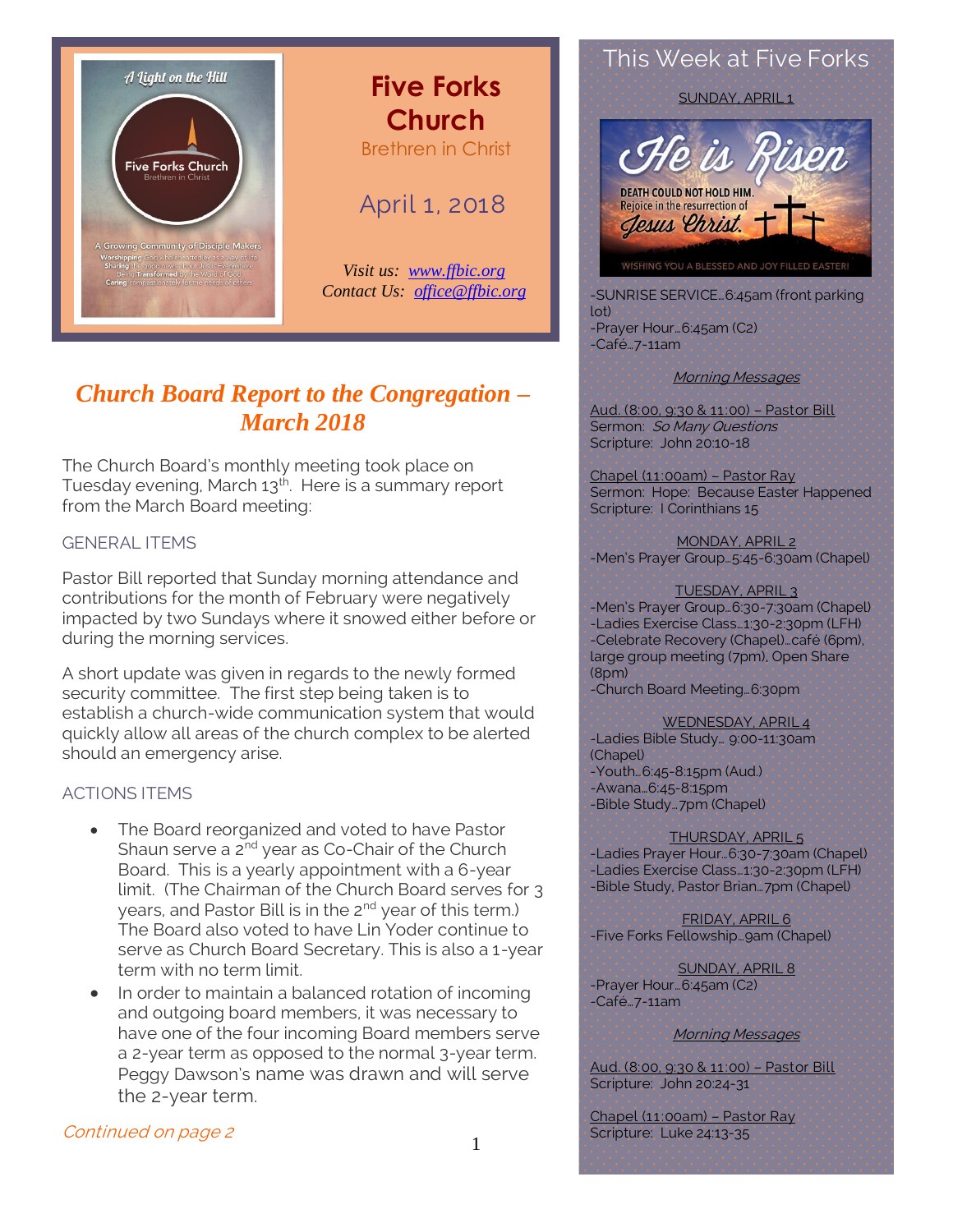# Five Forks Church

Brethren in Christ

April 1, 2018

*Visit us: www.ffbic.org*
*Contact Us: office@ffbic.org*

## *Church Board Report to the Congregation – March 2018*

The Church Board's monthly meeting took place on Tuesday evening, March 13th. Here is a summary report from the March Board meeting:

### GENERAL ITEMS

Pastor Bill reported that Sunday morning attendance and contributions for the month of February were negatively impacted by two Sundays where it snowed either before or during the morning services.

A short update was given in regards to the newly formed security committee. The first step being taken is to establish a church-wide communication system that would quickly allow all areas of the church complex to be alerted should an emergency arise.

### ACTIONS ITEMS

- The Board reorganized and voted to have Pastor Shaun serve a 2nd year as Co-Chair of the Church Board. This is a yearly appointment with a 6-year limit. (The Chairman of the Church Board serves for 3 years, and Pastor Bill is in the 2nd year of this term.) The Board also voted to have Lin Yoder continue to serve as Church Board Secretary. This is also a 1-year term with no term limit.
- In order to maintain a balanced rotation of incoming and outgoing board members, it was necessary to have one of the four incoming Board members serve a 2-year term as opposed to the normal 3-year term. Peggy Dawson's name was drawn and will serve the 2-year term.

*Continued on page 2*

## This Week at Five Forks

SUNDAY, APRIL 1

He is Risen
DEATH COULD NOT HOLD HIM.
Rejoice in the resurrection of Jesus Christ.
WISHING YOU A BLESSED AND JOY FILLED EASTER!

-SUNRISE SERVICE…6:45am (front parking lot)
-Prayer Hour…6:45am (C2)
-Café…7-11am

*Morning Messages*

Aud. (8:00, 9:30 & 11:00) – Pastor Bill
Sermon: *So Many Questions*
Scripture: John 20:10-18

Chapel (11:00am) – Pastor Ray
Sermon: Hope: Because Easter Happened
Scripture: I Corinthians 15

MONDAY, APRIL 2
-Men's Prayer Group…5:45-6:30am (Chapel)

TUESDAY, APRIL 3
-Men's Prayer Group…6:30-7:30am (Chapel)
-Ladies Exercise Class…1:30-2:30pm (LFH)
-Celebrate Recovery (Chapel)…café (6pm), large group meeting (7pm), Open Share (8pm)
-Church Board Meeting…6:30pm

WEDNESDAY, APRIL 4
-Ladies Bible Study… 9:00-11:30am (Chapel)
-Youth…6:45-8:15pm (Aud.)
-Awana…6:45-8:15pm
-Bible Study…7pm (Chapel)

THURSDAY, APRIL 5
-Ladies Prayer Hour…6:30-7:30am (Chapel)
-Ladies Exercise Class…1:30-2:30pm (LFH)
-Bible Study, Pastor Brian…7pm (Chapel)

FRIDAY, APRIL 6
-Five Forks Fellowship…9am (Chapel)

SUNDAY, APRIL 8
-Prayer Hour…6:45am (C2)
-Café…7-11am

*Morning Messages*

Aud. (8:00, 9:30 & 11:00) – Pastor Bill
Scripture: John 20:24-31

Chapel (11:00am) – Pastor Ray
Scripture: Luke 24:13-35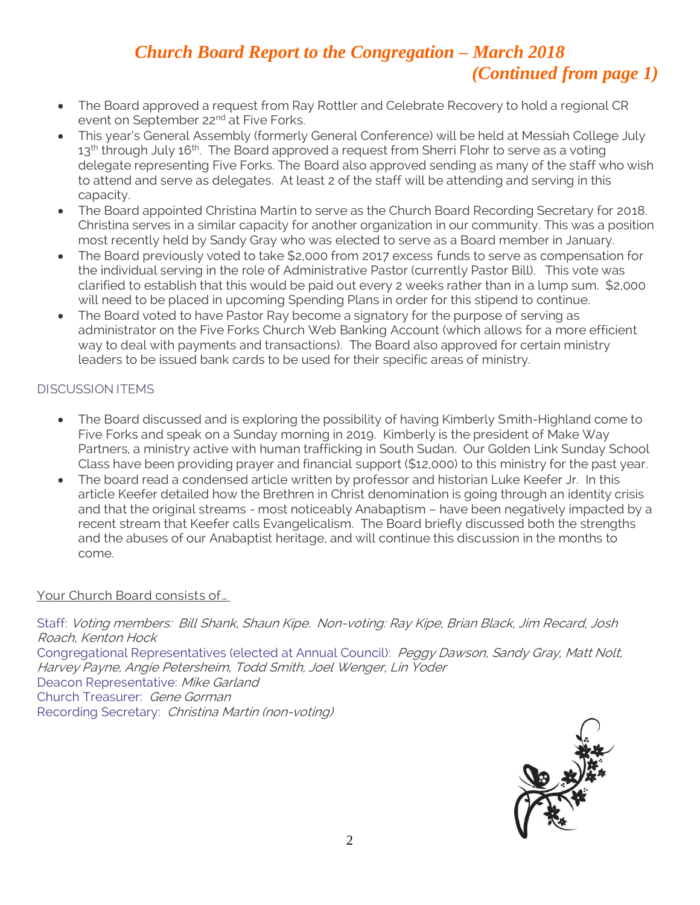# *Church Board Report to the Congregation – March 2018 (Continued from page 1)*

- The Board approved a request from Ray Rottler and Celebrate Recovery to hold a regional CR event on September 22nd at Five Forks.
- This year's General Assembly (formerly General Conference) will be held at Messiah College July 13th through July 16th. The Board approved a request from Sherri Flohr to serve as a voting delegate representing Five Forks. The Board also approved sending as many of the staff who wish to attend and serve as delegates. At least 2 of the staff will be attending and serving in this capacity.
- The Board appointed Christina Martin to serve as the Church Board Recording Secretary for 2018. Christina serves in a similar capacity for another organization in our community. This was a position most recently held by Sandy Gray who was elected to serve as a Board member in January.
- The Board previously voted to take $2,000 from 2017 excess funds to serve as compensation for the individual serving in the role of Administrative Pastor (currently Pastor Bill). This vote was clarified to establish that this would be paid out every 2 weeks rather than in a lump sum. $2,000 will need to be placed in upcoming Spending Plans in order for this stipend to continue.
- The Board voted to have Pastor Ray become a signatory for the purpose of serving as administrator on the Five Forks Church Web Banking Account (which allows for a more efficient way to deal with payments and transactions). The Board also approved for certain ministry leaders to be issued bank cards to be used for their specific areas of ministry.

## DISCUSSION ITEMS

- The Board discussed and is exploring the possibility of having Kimberly Smith-Highland come to Five Forks and speak on a Sunday morning in 2019. Kimberly is the president of Make Way Partners, a ministry active with human trafficking in South Sudan. Our Golden Link Sunday School Class have been providing prayer and financial support ($12,000) to this ministry for the past year.
- The board read a condensed article written by professor and historian Luke Keefer Jr. In this article Keefer detailed how the Brethren in Christ denomination is going through an identity crisis and that the original streams - most noticeably Anabaptism – have been negatively impacted by a recent stream that Keefer calls Evangelicalism. The Board briefly discussed both the strengths and the abuses of our Anabaptist heritage, and will continue this discussion in the months to come.

Your Church Board consists of…

Staff: *Voting members: Bill Shank, Shaun Kipe. Non-voting: Ray Kipe, Brian Black, Jim Recard, Josh Roach, Kenton Hock*
Congregational Representatives (elected at Annual Council): *Peggy Dawson, Sandy Gray, Matt Nolt, Harvey Payne, Angie Petersheim, Todd Smith, Joel Wenger, Lin Yoder*
Deacon Representative: *Mike Garland*
Church Treasurer: *Gene Gorman*
Recording Secretary: *Christina Martin (non-voting)*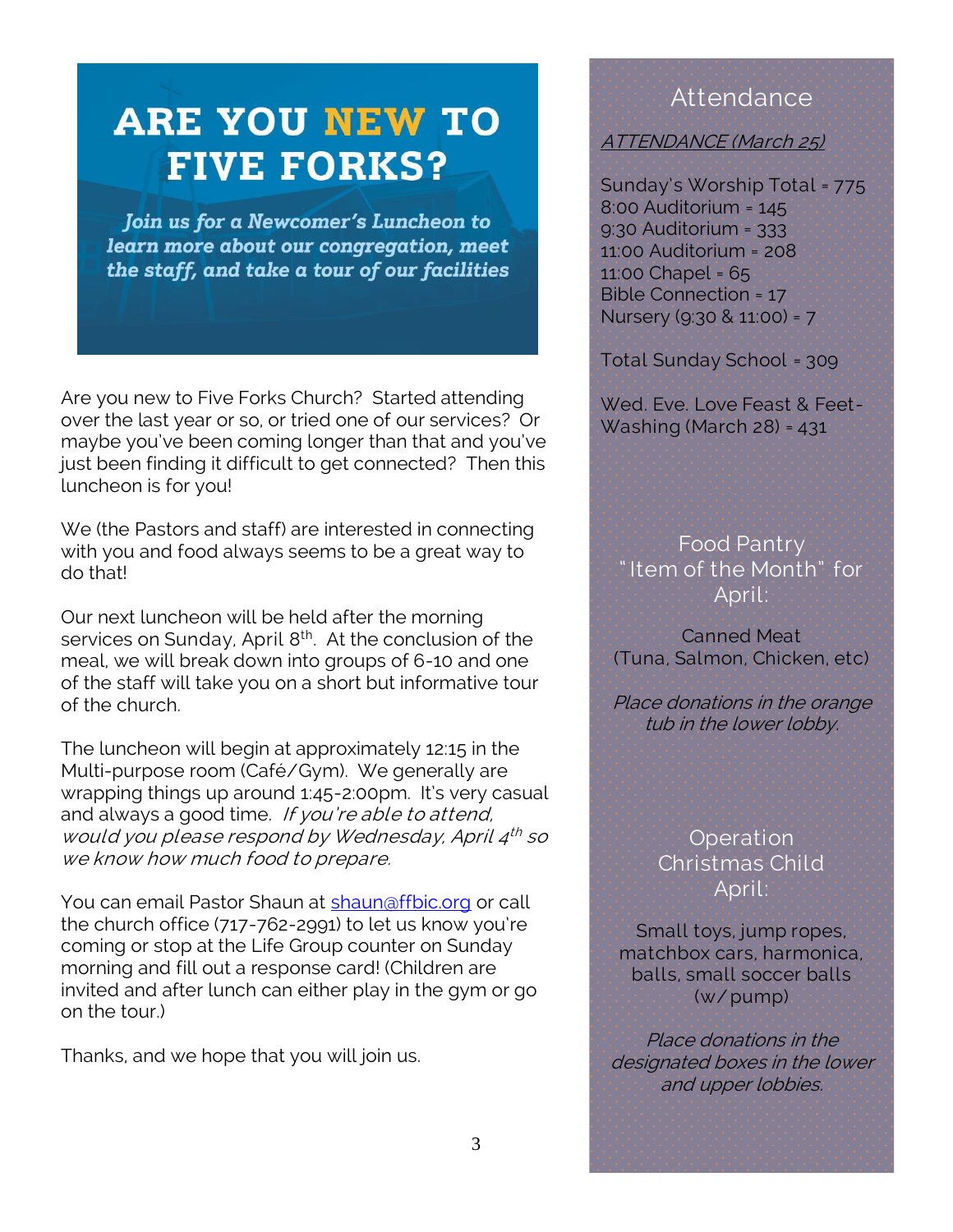# ARE YOU NEW TO FIVE FORKS?

***Join us for a Newcomer's Luncheon to learn more about our congregation, meet the staff, and take a tour of our facilities***

Are you new to Five Forks Church? Started attending over the last year or so, or tried one of our services? Or maybe you've been coming longer than that and you've just been finding it difficult to get connected? Then this luncheon is for you!

We (the Pastors and staff) are interested in connecting with you and food always seems to be a great way to do that!

Our next luncheon will be held after the morning services on Sunday, April 8th. At the conclusion of the meal, we will break down into groups of 6-10 and one of the staff will take you on a short but informative tour of the church.

The luncheon will begin at approximately 12:15 in the Multi-purpose room (Café/Gym). We generally are wrapping things up around 1:45-2:00pm. It's very casual and always a good time. *If you're able to attend, would you please respond by Wednesday, April 4th so we know how much food to prepare.*

You can email Pastor Shaun at shaun@ffbic.org or call the church office (717-762-2991) to let us know you're coming or stop at the Life Group counter on Sunday morning and fill out a response card! (Children are invited and after lunch can either play in the gym or go on the tour.)

Thanks, and we hope that you will join us.

## Attendance

*ATTENDANCE (March 25)*

Sunday's Worship Total = 775
8:00 Auditorium = 145
9:30 Auditorium = 333
11:00 Auditorium = 208
11:00 Chapel = 65
Bible Connection = 17
Nursery (9:30 & 11:00) = 7

Total Sunday School = 309

Wed. Eve. Love Feast & Feet-Washing (March 28) = 431

## Food Pantry "Item of the Month" for April:

Canned Meat
(Tuna, Salmon, Chicken, etc)

*Place donations in the orange tub in the lower lobby.*

## Operation Christmas Child April:

Small toys, jump ropes, matchbox cars, harmonica, balls, small soccer balls (w/ pump)

*Place donations in the designated boxes in the lower and upper lobbies.*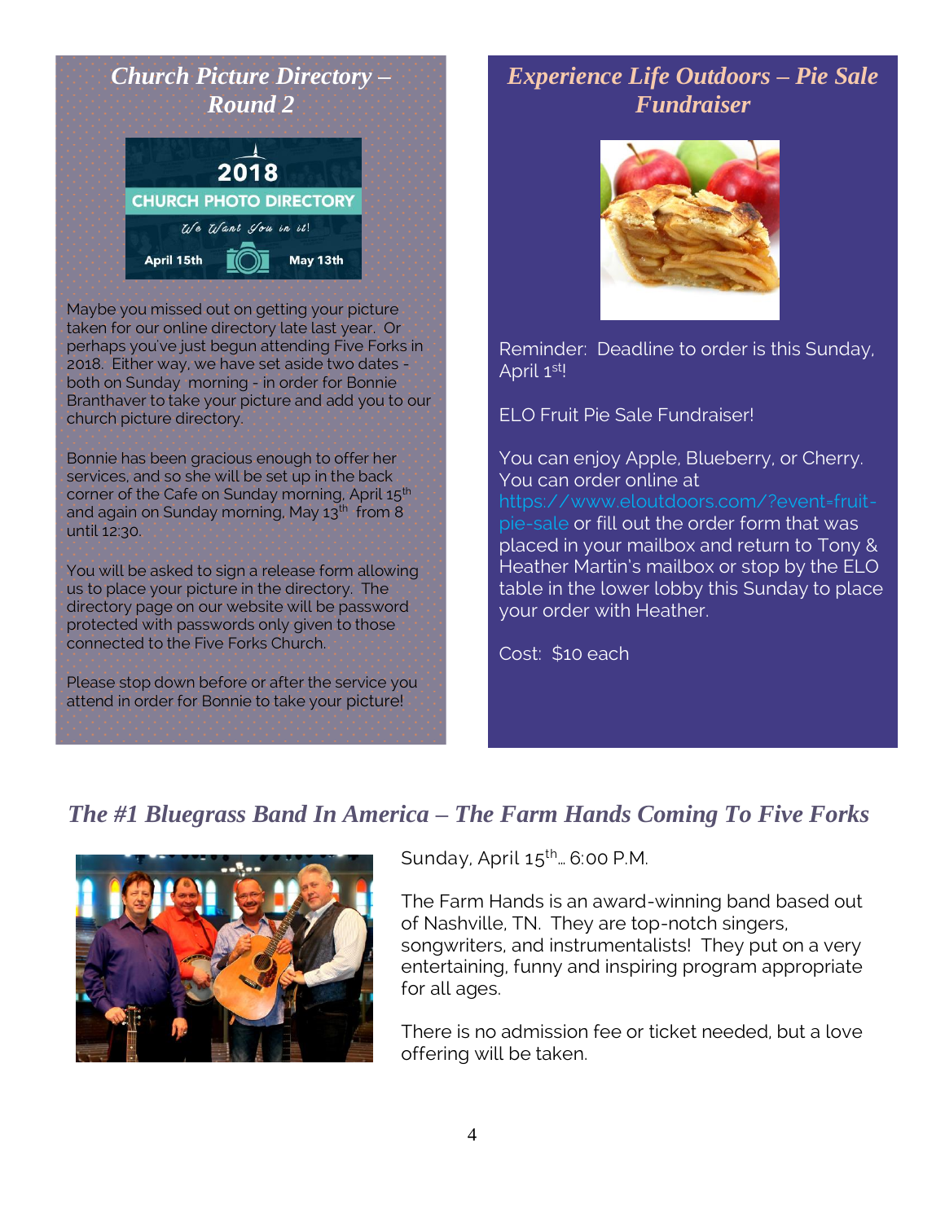## *Church Picture Directory – Round 2*

2018

CHURCH PHOTO DIRECTORY

We Want You in it!

April 15th May 13th

Maybe you missed out on getting your picture taken for our online directory late last year. Or perhaps you've just begun attending Five Forks in 2018. Either way, we have set aside two dates - both on Sunday morning - in order for Bonnie Branthaver to take your picture and add you to our church picture directory.

Bonnie has been gracious enough to offer her services, and so she will be set up in the back corner of the Cafe on Sunday morning, April 15th and again on Sunday morning, May 13th from 8 until 12:30.

You will be asked to sign a release form allowing us to place your picture in the directory. The directory page on our website will be password protected with passwords only given to those connected to the Five Forks Church.

Please stop down before or after the service you attend in order for Bonnie to take your picture!

## *Experience Life Outdoors – Pie Sale Fundraiser*

Reminder: Deadline to order is this Sunday, April 1st!

ELO Fruit Pie Sale Fundraiser!

You can enjoy Apple, Blueberry, or Cherry. You can order online at https://www.eloutdoors.com/?event=fruit-pie-sale or fill out the order form that was placed in your mailbox and return to Tony & Heather Martin's mailbox or stop by the ELO table in the lower lobby this Sunday to place your order with Heather.

Cost: $10 each

## *The #1 Bluegrass Band In America – The Farm Hands Coming To Five Forks*

Sunday, April 15th… 6:00 P.M.

The Farm Hands is an award-winning band based out of Nashville, TN. They are top-notch singers, songwriters, and instrumentalists! They put on a very entertaining, funny and inspiring program appropriate for all ages.

There is no admission fee or ticket needed, but a love offering will be taken.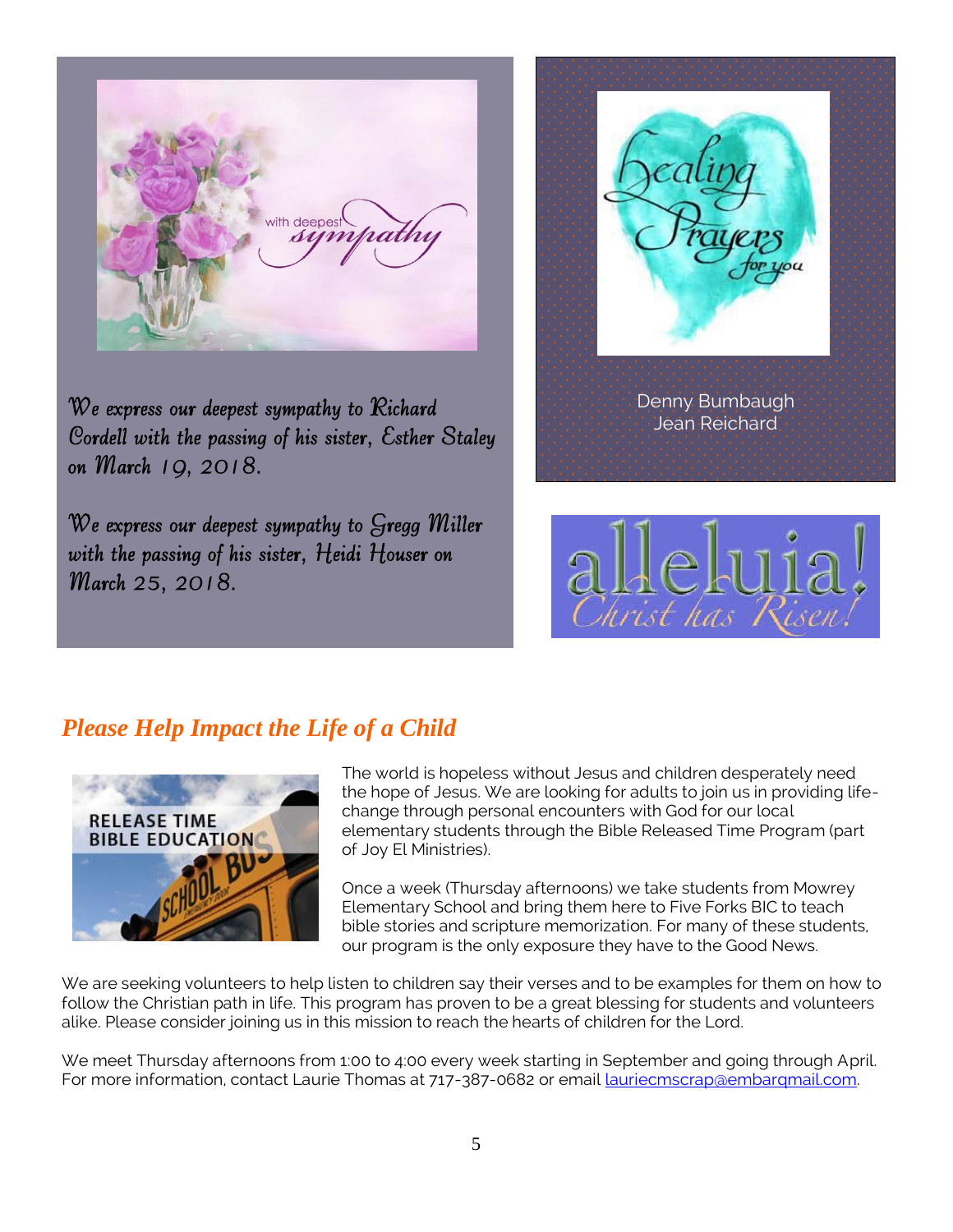*We express our deepest sympathy to Richard Cordell with the passing of his sister, Esther Staley on March 19, 2018.*

*We express our deepest sympathy to Gregg Miller with the passing of his sister, Heidi Houser on March 25, 2018.*

Healing Prayers for you

Denny Bumbaugh
Jean Reichard

alleluia! Christ has Risen!

## *Please Help Impact the Life of a Child*

RELEASE TIME BIBLE EDUCATION

The world is hopeless without Jesus and children desperately need the hope of Jesus. We are looking for adults to join us in providing life-change through personal encounters with God for our local elementary students through the Bible Released Time Program (part of Joy El Ministries).

Once a week (Thursday afternoons) we take students from Mowrey Elementary School and bring them here to Five Forks BIC to teach bible stories and scripture memorization. For many of these students, our program is the only exposure they have to the Good News.

We are seeking volunteers to help listen to children say their verses and to be examples for them on how to follow the Christian path in life. This program has proven to be a great blessing for students and volunteers alike. Please consider joining us in this mission to reach the hearts of children for the Lord.

We meet Thursday afternoons from 1:00 to 4:00 every week starting in September and going through April. For more information, contact Laurie Thomas at 717-387-0682 or email lauriecmscrap@embarqmail.com.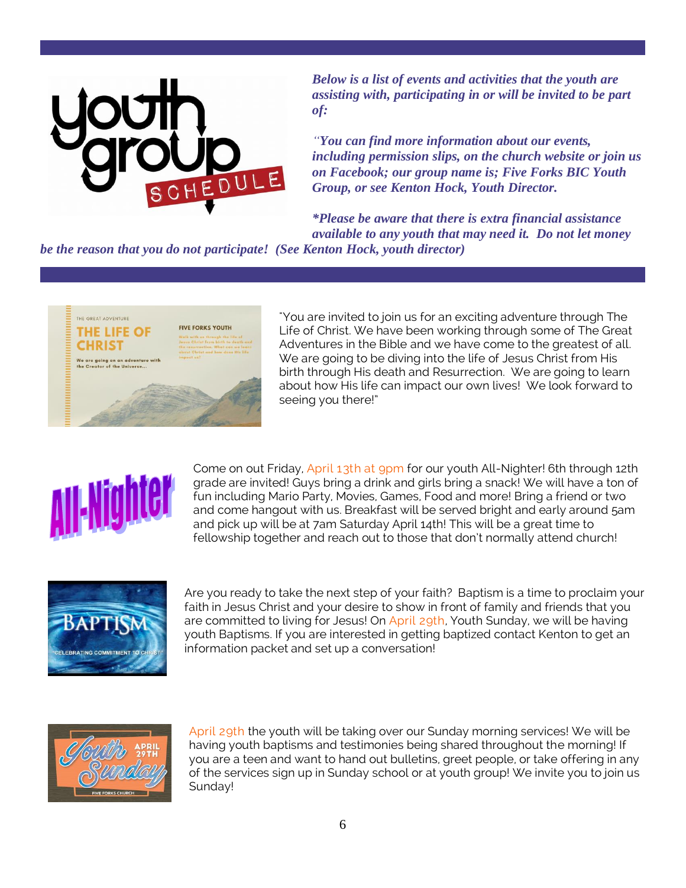***Below is a list of events and activities that the youth are assisting with, participating in or will be invited to be part of:***

***"You can find more information about our events, including permission slips, on the church website or join us on Facebook; our group name is; Five Forks BIC Youth Group, or see Kenton Hock, Youth Director.***

****Please be aware that there is extra financial assistance available to any youth that may need it. Do not let money be the reason that you do not participate! (See Kenton Hock, youth director)***

"You are invited to join us for an exciting adventure through The Life of Christ. We have been working through some of The Great Adventures in the Bible and we have come to the greatest of all. We are going to be diving into the life of Jesus Christ from His birth through His death and Resurrection. We are going to learn about how His life can impact our own lives! We look forward to seeing you there!"

Come on out Friday, April 13th at 9pm for our youth All-Nighter! 6th through 12th grade are invited! Guys bring a drink and girls bring a snack! We will have a ton of fun including Mario Party, Movies, Games, Food and more! Bring a friend or two and come hangout with us. Breakfast will be served bright and early around 5am and pick up will be at 7am Saturday April 14th! This will be a great time to fellowship together and reach out to those that don't normally attend church!

Are you ready to take the next step of your faith? Baptism is a time to proclaim your faith in Jesus Christ and your desire to show in front of family and friends that you are committed to living for Jesus! On April 29th, Youth Sunday, we will be having youth Baptisms. If you are interested in getting baptized contact Kenton to get an information packet and set up a conversation!

April 29th the youth will be taking over our Sunday morning services! We will be having youth baptisms and testimonies being shared throughout the morning! If you are a teen and want to hand out bulletins, greet people, or take offering in any of the services sign up in Sunday school or at youth group! We invite you to join us Sunday!